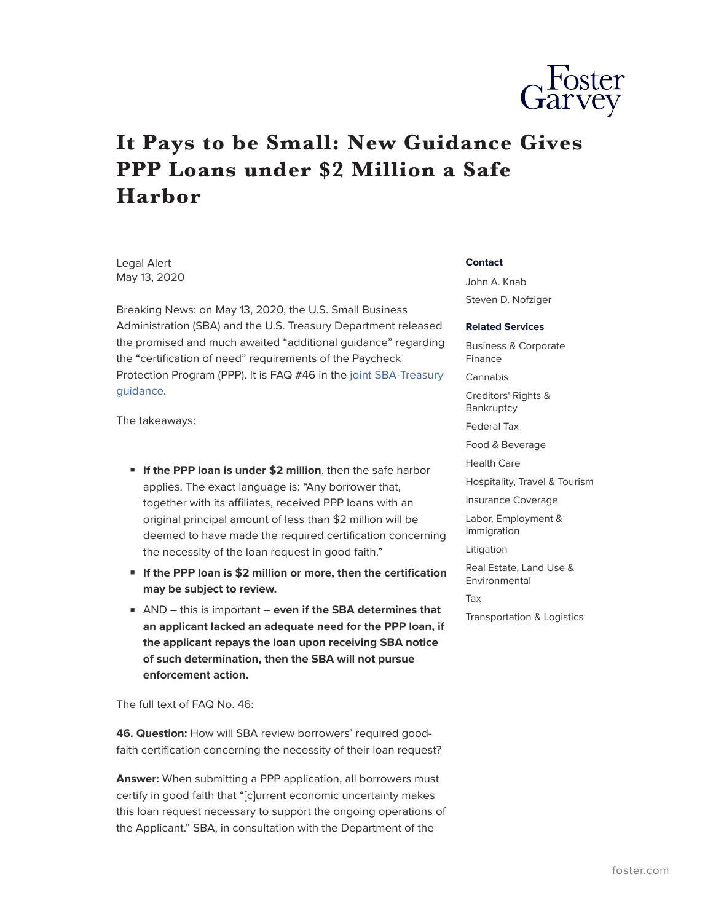# It Pays to be Small: New Guidance Gives PPP Loans under $2 Million a Safe Harbor

Legal Alert
May 13, 2020

Breaking News: on May 13, 2020, the U.S. Small Business Administration (SBA) and the U.S. Treasury Department released the promised and much awaited "additional guidance" regarding the "certification of need" requirements of the Paycheck Protection Program (PPP). It is FAQ #46 in the joint SBA-Treasury guidance.

The takeaways:

- **If the PPP loan is under $2 million**, then the safe harbor applies. The exact language is: "Any borrower that, together with its affiliates, received PPP loans with an original principal amount of less than $2 million will be deemed to have made the required certification concerning the necessity of the loan request in good faith."
- **If the PPP loan is $2 million or more, then the certification may be subject to review.**
- AND – this is important – **even if the SBA determines that an applicant lacked an adequate need for the PPP loan, if the applicant repays the loan upon receiving SBA notice of such determination, then the SBA will not pursue enforcement action.**

The full text of FAQ No. 46:

**46. Question:** How will SBA review borrowers' required good-faith certification concerning the necessity of their loan request?

**Answer:** When submitting a PPP application, all borrowers must certify in good faith that "[c]urrent economic uncertainty makes this loan request necessary to support the ongoing operations of the Applicant." SBA, in consultation with the Department of the

**Contact**

John A. Knab

Steven D. Nofziger

**Related Services**

Business & Corporate Finance

Cannabis

Creditors' Rights & Bankruptcy

Federal Tax

Food & Beverage

Health Care

Hospitality, Travel & Tourism

Insurance Coverage

Labor, Employment & Immigration

Litigation

Real Estate, Land Use & Environmental

Tax

Transportation & Logistics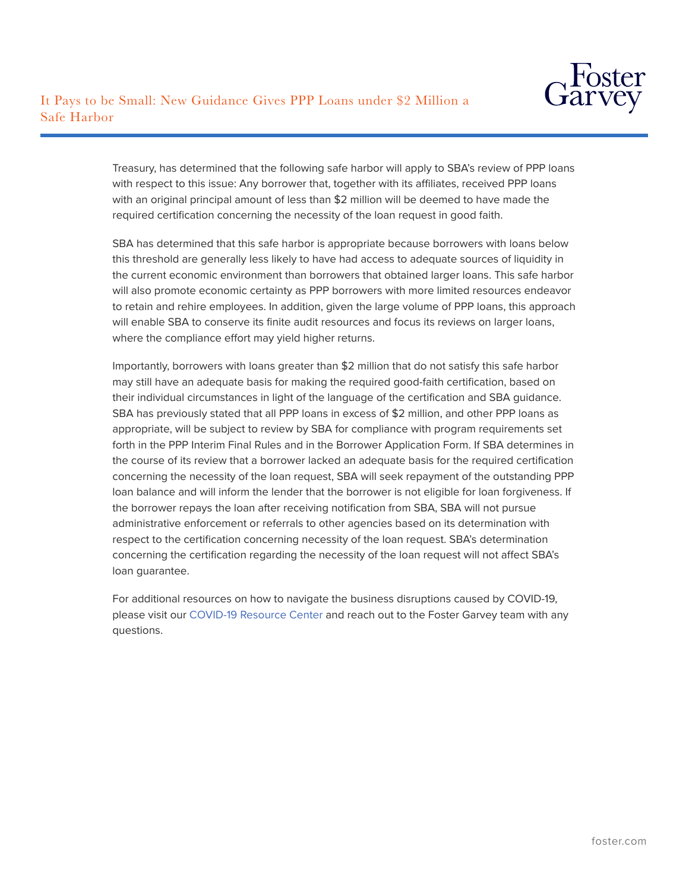Treasury, has determined that the following safe harbor will apply to SBA's review of PPP loans with respect to this issue: Any borrower that, together with its affiliates, received PPP loans with an original principal amount of less than $2 million will be deemed to have made the required certification concerning the necessity of the loan request in good faith.

SBA has determined that this safe harbor is appropriate because borrowers with loans below this threshold are generally less likely to have had access to adequate sources of liquidity in the current economic environment than borrowers that obtained larger loans. This safe harbor will also promote economic certainty as PPP borrowers with more limited resources endeavor to retain and rehire employees. In addition, given the large volume of PPP loans, this approach will enable SBA to conserve its finite audit resources and focus its reviews on larger loans, where the compliance effort may yield higher returns.

Importantly, borrowers with loans greater than $2 million that do not satisfy this safe harbor may still have an adequate basis for making the required good-faith certification, based on their individual circumstances in light of the language of the certification and SBA guidance. SBA has previously stated that all PPP loans in excess of $2 million, and other PPP loans as appropriate, will be subject to review by SBA for compliance with program requirements set forth in the PPP Interim Final Rules and in the Borrower Application Form. If SBA determines in the course of its review that a borrower lacked an adequate basis for the required certification concerning the necessity of the loan request, SBA will seek repayment of the outstanding PPP loan balance and will inform the lender that the borrower is not eligible for loan forgiveness. If the borrower repays the loan after receiving notification from SBA, SBA will not pursue administrative enforcement or referrals to other agencies based on its determination with respect to the certification concerning necessity of the loan request. SBA's determination concerning the certification regarding the necessity of the loan request will not affect SBA's loan guarantee.

For additional resources on how to navigate the business disruptions caused by COVID-19, please visit our COVID-19 Resource Center and reach out to the Foster Garvey team with any questions.